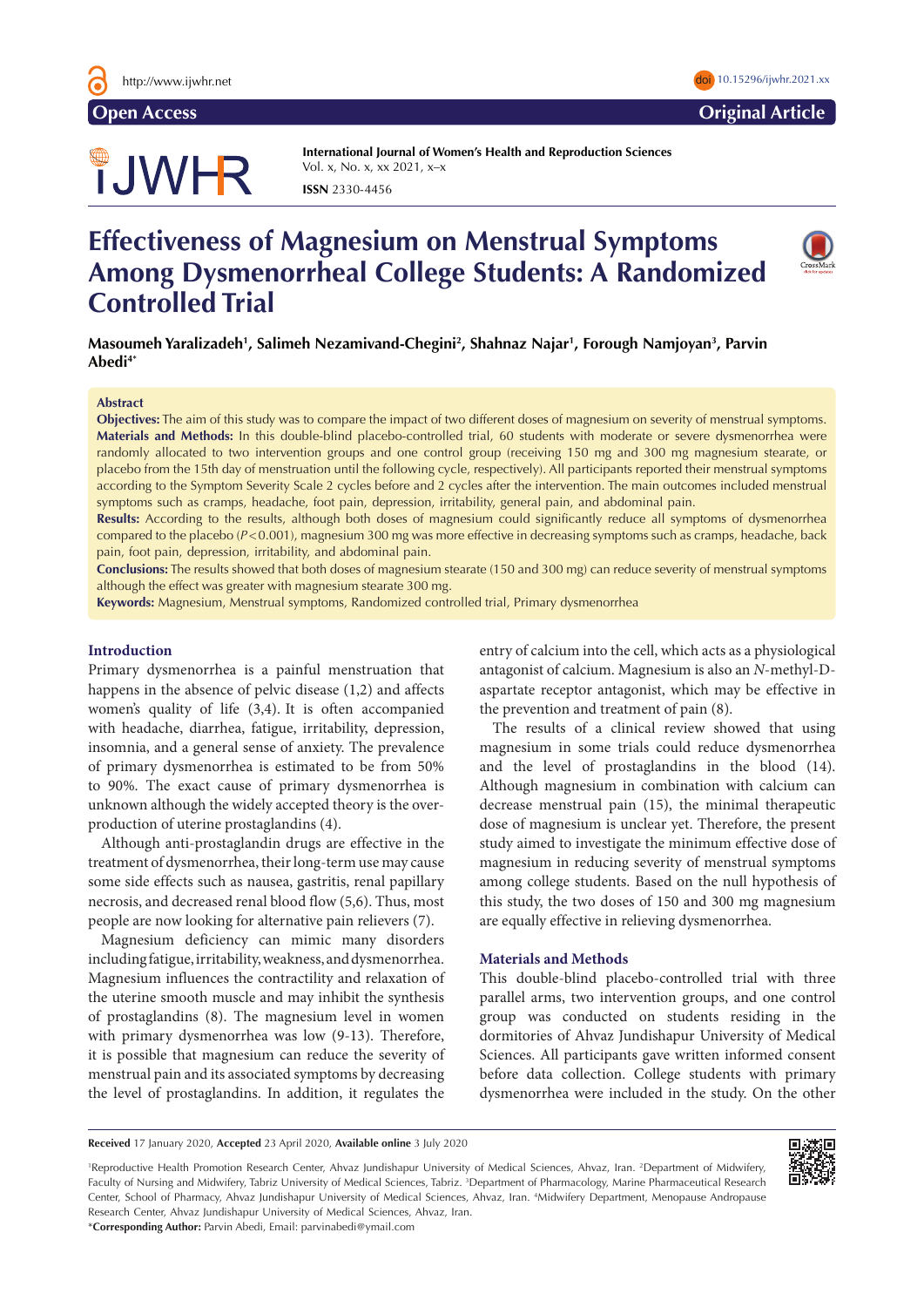# Effectiveness of Magnesium on Menstrual Symptoms Among Dysmenorrheal College Students: A Randomized Controlled Trial

**Masoumeh Yaralizadeh[1], Salimeh Nezamivand-Chegini[2], Shahnaz Najar[1], Forough Namjoyan[3], Parvin Abedi[4*]**

## Abstract

**Objectives:** The aim of this study was to compare the impact of two different doses of magnesium on severity of menstrual symptoms.

**Materials and Methods:** In this double-blind placebo-controlled trial, 60 students with moderate or severe dysmenorrhea were randomly allocated to two intervention groups and one control group (receiving 150 mg and 300 mg magnesium stearate, or placebo from the 15th day of menstruation until the following cycle, respectively). All participants reported their menstrual symptoms according to the Symptom Severity Scale 2 cycles before and 2 cycles after the intervention. The main outcomes included menstrual symptoms such as cramps, headache, foot pain, depression, irritability, general pain, and abdominal pain.

**Results:** According to the results, although both doses of magnesium could significantly reduce all symptoms of dysmenorrhea compared to the placebo ($P<0.001$), magnesium 300 mg was more effective in decreasing symptoms such as cramps, headache, back pain, foot pain, depression, irritability, and abdominal pain.

**Conclusions:** The results showed that both doses of magnesium stearate (150 and 300 mg) can reduce severity of menstrual symptoms although the effect was greater with magnesium stearate 300 mg.

**Keywords:** Magnesium, Menstrual symptoms, Randomized controlled trial, Primary dysmenorrhea

## Introduction

Primary dysmenorrhea is a painful menstruation that happens in the absence of pelvic disease (1,2) and affects women's quality of life (3,4). It is often accompanied with headache, diarrhea, fatigue, irritability, depression, insomnia, and a general sense of anxiety. The prevalence of primary dysmenorrhea is estimated to be from 50% to 90%. The exact cause of primary dysmenorrhea is unknown although the widely accepted theory is the over-production of uterine prostaglandins (4).

Although anti-prostaglandin drugs are effective in the treatment of dysmenorrhea, their long-term use may cause some side effects such as nausea, gastritis, renal papillary necrosis, and decreased renal blood flow (5,6). Thus, most people are now looking for alternative pain relievers (7).

Magnesium deficiency can mimic many disorders including fatigue, irritability, weakness, and dysmenorrhea. Magnesium influences the contractility and relaxation of the uterine smooth muscle and may inhibit the synthesis of prostaglandins (8). The magnesium level in women with primary dysmenorrhea was low (9-13). Therefore, it is possible that magnesium can reduce the severity of menstrual pain and its associated symptoms by decreasing the level of prostaglandins. In addition, it regulates the entry of calcium into the cell, which acts as a physiological antagonist of calcium. Magnesium is also an *N*-methyl-D-aspartate receptor antagonist, which may be effective in the prevention and treatment of pain (8).

The results of a clinical review showed that using magnesium in some trials could reduce dysmenorrhea and the level of prostaglandins in the blood (14). Although magnesium in combination with calcium can decrease menstrual pain (15), the minimal therapeutic dose of magnesium is unclear yet. Therefore, the present study aimed to investigate the minimum effective dose of magnesium in reducing severity of menstrual symptoms among college students. Based on the null hypothesis of this study, the two doses of 150 and 300 mg magnesium are equally effective in relieving dysmenorrhea.

## Materials and Methods

This double-blind placebo-controlled trial with three parallel arms, two intervention groups, and one control group was conducted on students residing in the dormitories of Ahvaz Jundishapur University of Medical Sciences. All participants gave written informed consent before data collection. College students with primary dysmenorrhea were included in the study. On the other

**Received** 17 January 2020, **Accepted** 23 April 2020, **Available online** 3 July 2020

[1]Reproductive Health Promotion Research Center, Ahvaz Jundishapur University of Medical Sciences, Ahvaz, Iran. [2]Department of Midwifery, Faculty of Nursing and Midwifery, Tabriz University of Medical Sciences, Tabriz. [3]Department of Pharmacology, Marine Pharmaceutical Research Center, School of Pharmacy, Ahvaz Jundishapur University of Medical Sciences, Ahvaz, Iran. [4]Midwifery Department, Menopause Andropause Research Center, Ahvaz Jundishapur University of Medical Sciences, Ahvaz, Iran.

*Corresponding Author: Parvin Abedi, Email: parvinabedi@ymail.com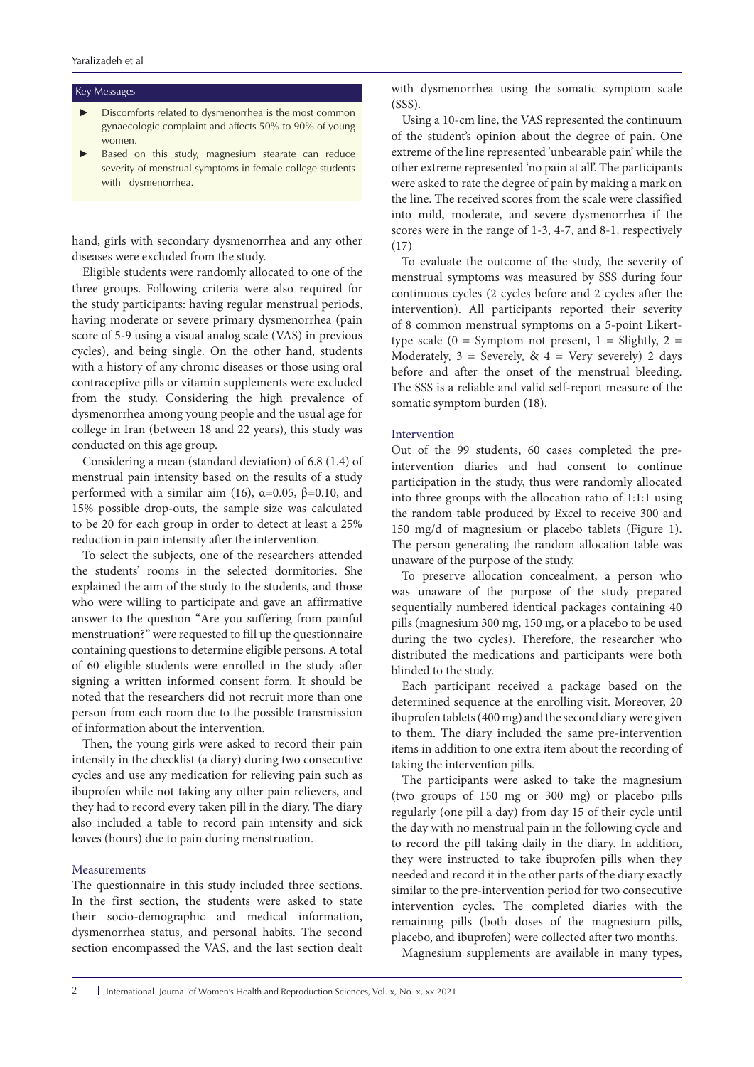## Key Messages

- Discomforts related to dysmenorrhea is the most common gynaecologic complaint and affects 50% to 90% of young women.
- Based on this study, magnesium stearate can reduce severity of menstrual symptoms in female college students with dysmenorrhea.

hand, girls with secondary dysmenorrhea and any other diseases were excluded from the study.

Eligible students were randomly allocated to one of the three groups. Following criteria were also required for the study participants: having regular menstrual periods, having moderate or severe primary dysmenorrhea (pain score of 5-9 using a visual analog scale (VAS) in previous cycles), and being single. On the other hand, students with a history of any chronic diseases or those using oral contraceptive pills or vitamin supplements were excluded from the study. Considering the high prevalence of dysmenorrhea among young people and the usual age for college in Iran (between 18 and 22 years), this study was conducted on this age group.

Considering a mean (standard deviation) of 6.8 (1.4) of menstrual pain intensity based on the results of a study performed with a similar aim (16), α=0.05, β=0.10, and 15% possible drop-outs, the sample size was calculated to be 20 for each group in order to detect at least a 25% reduction in pain intensity after the intervention.

To select the subjects, one of the researchers attended the students' rooms in the selected dormitories. She explained the aim of the study to the students, and those who were willing to participate and gave an affirmative answer to the question "Are you suffering from painful menstruation?" were requested to fill up the questionnaire containing questions to determine eligible persons. A total of 60 eligible students were enrolled in the study after signing a written informed consent form. It should be noted that the researchers did not recruit more than one person from each room due to the possible transmission of information about the intervention.

Then, the young girls were asked to record their pain intensity in the checklist (a diary) during two consecutive cycles and use any medication for relieving pain such as ibuprofen while not taking any other pain relievers, and they had to record every taken pill in the diary. The diary also included a table to record pain intensity and sick leaves (hours) due to pain during menstruation.

### Measurements

The questionnaire in this study included three sections. In the first section, the students were asked to state their socio-demographic and medical information, dysmenorrhea status, and personal habits. The second section encompassed the VAS, and the last section dealt with dysmenorrhea using the somatic symptom scale (SSS).

Using a 10-cm line, the VAS represented the continuum of the student's opinion about the degree of pain. One extreme of the line represented 'unbearable pain' while the other extreme represented 'no pain at all'. The participants were asked to rate the degree of pain by making a mark on the line. The received scores from the scale were classified into mild, moderate, and severe dysmenorrhea if the scores were in the range of 1-3, 4-7, and 8-1, respectively (17).

To evaluate the outcome of the study, the severity of menstrual symptoms was measured by SSS during four continuous cycles (2 cycles before and 2 cycles after the intervention). All participants reported their severity of 8 common menstrual symptoms on a 5-point Likert-type scale (0 = Symptom not present, 1 = Slightly, 2 = Moderately, 3 = Severely, & 4 = Very severely) 2 days before and after the onset of the menstrual bleeding. The SSS is a reliable and valid self-report measure of the somatic symptom burden (18).

### Intervention

Out of the 99 students, 60 cases completed the pre-intervention diaries and had consent to continue participation in the study, thus were randomly allocated into three groups with the allocation ratio of 1:1:1 using the random table produced by Excel to receive 300 and 150 mg/d of magnesium or placebo tablets (Figure 1). The person generating the random allocation table was unaware of the purpose of the study.

To preserve allocation concealment, a person who was unaware of the purpose of the study prepared sequentially numbered identical packages containing 40 pills (magnesium 300 mg, 150 mg, or a placebo to be used during the two cycles). Therefore, the researcher who distributed the medications and participants were both blinded to the study.

Each participant received a package based on the determined sequence at the enrolling visit. Moreover, 20 ibuprofen tablets (400 mg) and the second diary were given to them. The diary included the same pre-intervention items in addition to one extra item about the recording of taking the intervention pills.

The participants were asked to take the magnesium (two groups of 150 mg or 300 mg) or placebo pills regularly (one pill a day) from day 15 of their cycle until the day with no menstrual pain in the following cycle and to record the pill taking daily in the diary. In addition, they were instructed to take ibuprofen pills when they needed and record it in the other parts of the diary exactly similar to the pre-intervention period for two consecutive intervention cycles. The completed diaries with the remaining pills (both doses of the magnesium pills, placebo, and ibuprofen) were collected after two months.

Magnesium supplements are available in many types,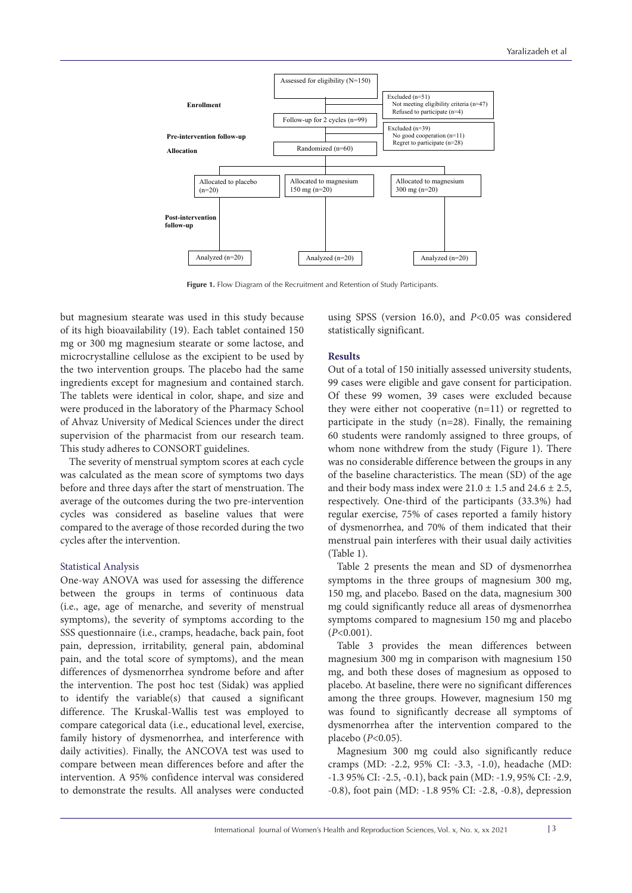Figure 1. Flow Diagram of the Recruitment and Retention of Study Participants.

but magnesium stearate was used in this study because of its high bioavailability (19). Each tablet contained 150 mg or 300 mg magnesium stearate or some lactose, and microcrystalline cellulose as the excipient to be used by the two intervention groups. The placebo had the same ingredients except for magnesium and contained starch. The tablets were identical in color, shape, and size and were produced in the laboratory of the Pharmacy School of Ahvaz University of Medical Sciences under the direct supervision of the pharmacist from our research team. This study adheres to CONSORT guidelines.

The severity of menstrual symptom scores at each cycle was calculated as the mean score of symptoms two days before and three days after the start of menstruation. The average of the outcomes during the two pre-intervention cycles was considered as baseline values that were compared to the average of those recorded during the two cycles after the intervention.

### Statistical Analysis

One-way ANOVA was used for assessing the difference between the groups in terms of continuous data (i.e., age, age of menarche, and severity of menstrual symptoms), the severity of symptoms according to the SSS questionnaire (i.e., cramps, headache, back pain, foot pain, depression, irritability, general pain, abdominal pain, and the total score of symptoms), and the mean differences of dysmenorrhea syndrome before and after the intervention. The post hoc test (Sidak) was applied to identify the variable(s) that caused a significant difference. The Kruskal-Wallis test was employed to compare categorical data (i.e., educational level, exercise, family history of dysmenorrhea, and interference with daily activities). Finally, the ANCOVA test was used to compare between mean differences before and after the intervention. A 95% confidence interval was considered to demonstrate the results. All analyses were conducted using SPSS (version 16.0), and $P<0.05$ was considered statistically significant.

## Results

Out of a total of 150 initially assessed university students, 99 cases were eligible and gave consent for participation. Of these 99 women, 39 cases were excluded because they were either not cooperative (n=11) or regretted to participate in the study (n=28). Finally, the remaining 60 students were randomly assigned to three groups, of whom none withdrew from the study (Figure 1). There was no considerable difference between the groups in any of the baseline characteristics. The mean (SD) of the age and their body mass index were $21.0 \pm 1.5$ and $24.6 \pm 2.5$, respectively. One-third of the participants (33.3%) had regular exercise, 75% of cases reported a family history of dysmenorrhea, and 70% of them indicated that their menstrual pain interferes with their usual daily activities (Table 1).

Table 2 presents the mean and SD of dysmenorrhea symptoms in the three groups of magnesium 300 mg, 150 mg, and placebo. Based on the data, magnesium 300 mg could significantly reduce all areas of dysmenorrhea symptoms compared to magnesium 150 mg and placebo ($P<0.001$).

Table 3 provides the mean differences between magnesium 300 mg in comparison with magnesium 150 mg, and both these doses of magnesium as opposed to placebo. At baseline, there were no significant differences among the three groups. However, magnesium 150 mg was found to significantly decrease all symptoms of dysmenorrhea after the intervention compared to the placebo ($P<0.05$).

Magnesium 300 mg could also significantly reduce cramps (MD: -2.2, 95% CI: -3.3, -1.0), headache (MD: -1.3 95% CI: -2.5, -0.1), back pain (MD: -1.9, 95% CI: -2.9, -0.8), foot pain (MD: -1.8 95% CI: -2.8, -0.8), depression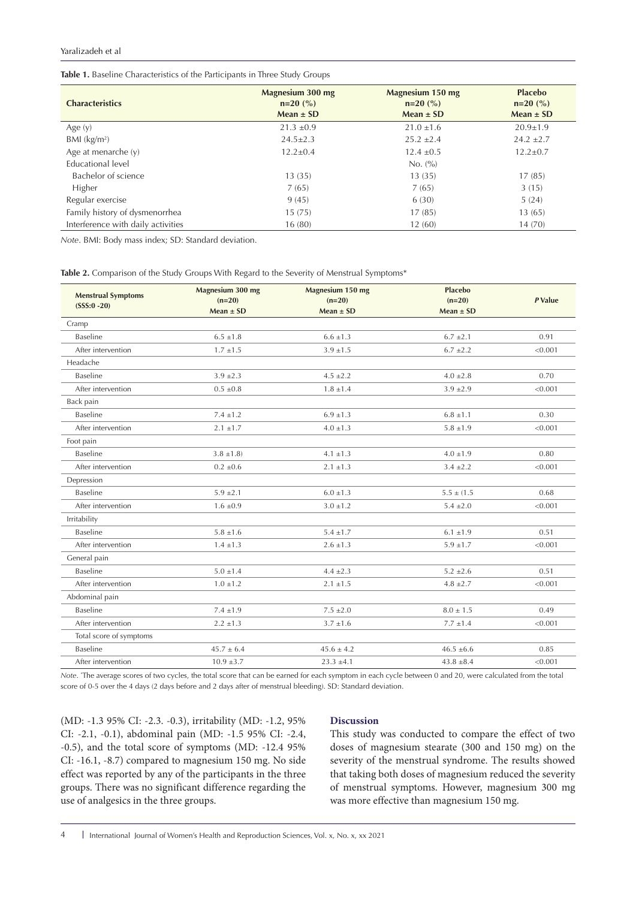**Table 1.** Baseline Characteristics of the Participants in Three Study Groups

| Characteristics | Magnesium 300 mg n=20 (%) Mean ± SD | Magnesium 150 mg n=20 (%) Mean ± SD | Placebo n=20 (%) Mean ± SD |
|---|---|---|---|
| Age (y) | 21.3 ±0.9 | 21.0 ±1.6 | 20.9±1.9 |
| BMI (kg/m²) | 24.5±2.3 | 25.2 ±2.4 | 24.2 ±2.7 |
| Age at menarche (y) | 12.2±0.4 | 12.4 ±0.5 | 12.2±0.7 |
| Educational level | | No. (%) | |
| Bachelor of science | 13 (35) | 13 (35) | 17 (85) |
| Higher | 7 (65) | 7 (65) | 3 (15) |
| Regular exercise | 9 (45) | 6 (30) | 5 (24) |
| Family history of dysmenorrhea | 15 (75) | 17 (85) | 13 (65) |
| Interference with daily activities | 16 (80) | 12 (60) | 14 (70) |

*Note*. BMI: Body mass index; SD: Standard deviation.

**Table 2.** Comparison of the Study Groups With Regard to the Severity of Menstrual Symptoms*

| Menstrual Symptoms (SSS:0 -20) | Magnesium 300 mg (n=20) Mean ± SD | Magnesium 150 mg (n=20) Mean ± SD | Placebo (n=20) Mean ± SD | *P* Value |
|---|---|---|---|---|
| Cramp | | | | |
| Baseline | 6.5 ±1.8 | 6.6 ±1.3 | 6.7 ±2.1 | 0.91 |
| After intervention | 1.7 ±1.5 | 3.9 ±1.5 | 6.7 ±2.2 | <0.001 |
| Headache | | | | |
| Baseline | 3.9 ±2.3 | 4.5 ±2.2 | 4.0 ±2.8 | 0.70 |
| After intervention | 0.5 ±0.8 | 1.8 ±1.4 | 3.9 ±2.9 | <0.001 |
| Back pain | | | | |
| Baseline | 7.4 ±1.2 | 6.9 ±1.3 | 6.8 ±1.1 | 0.30 |
| After intervention | 2.1 ±1.7 | 4.0 ±1.3 | 5.8 ±1.9 | <0.001 |
| Foot pain | | | | |
| Baseline | 3.8 ±1.8) | 4.1 ±1.3 | 4.0 ±1.9 | 0.80 |
| After intervention | 0.2 ±0.6 | 2.1 ±1.3 | 3.4 ±2.2 | <0.001 |
| Depression | | | | |
| Baseline | 5.9 ±2.1 | 6.0 ±1.3 | 5.5 ± (1.5 | 0.68 |
| After intervention | 1.6 ±0.9 | 3.0 ±1.2 | 5.4 ±2.0 | <0.001 |
| Irritability | | | | |
| Baseline | 5.8 ±1.6 | 5.4 ±1.7 | 6.1 ±1.9 | 0.51 |
| After intervention | 1.4 ±1.3 | 2.6 ±1.3 | 5.9 ±1.7 | <0.001 |
| General pain | | | | |
| Baseline | 5.0 ±1.4 | 4.4 ±2.3 | 5.2 ±2.6 | 0.51 |
| After intervention | 1.0 ±1.2 | 2.1 ±1.5 | 4.8 ±2.7 | <0.001 |
| Abdominal pain | | | | |
| Baseline | 7.4 ±1.9 | 7.5 ±2.0 | 8.0 ± 1.5 | 0.49 |
| After intervention | 2.2 ±1.3 | 3.7 ±1.6 | 7.7 ±1.4 | <0.001 |
| Total score of symptoms | | | | |
| Baseline | 45.7 ± 6.4 | 45.6 ± 4.2 | 46.5 ±6.6 | 0.85 |
| After intervention | 10.9 ±3.7 | 23.3 ±4.1 | 43.8 ±8.4 | <0.001 |

*Note*. *The average scores of two cycles, the total score that can be earned for each symptom in each cycle between 0 and 20, were calculated from the total score of 0-5 over the 4 days (2 days before and 2 days after of menstrual bleeding). SD: Standard deviation.

(MD: -1.3 95% CI: -2.3. -0.3), irritability (MD: -1.2, 95% CI: -2.1, -0.1), abdominal pain (MD: -1.5 95% CI: -2.4, -0.5), and the total score of symptoms (MD: -12.4 95% CI: -16.1, -8.7) compared to magnesium 150 mg. No side effect was reported by any of the participants in the three groups. There was no significant difference regarding the use of analgesics in the three groups.

## Discussion

This study was conducted to compare the effect of two doses of magnesium stearate (300 and 150 mg) on the severity of the menstrual syndrome. The results showed that taking both doses of magnesium reduced the severity of menstrual symptoms. However, magnesium 300 mg was more effective than magnesium 150 mg.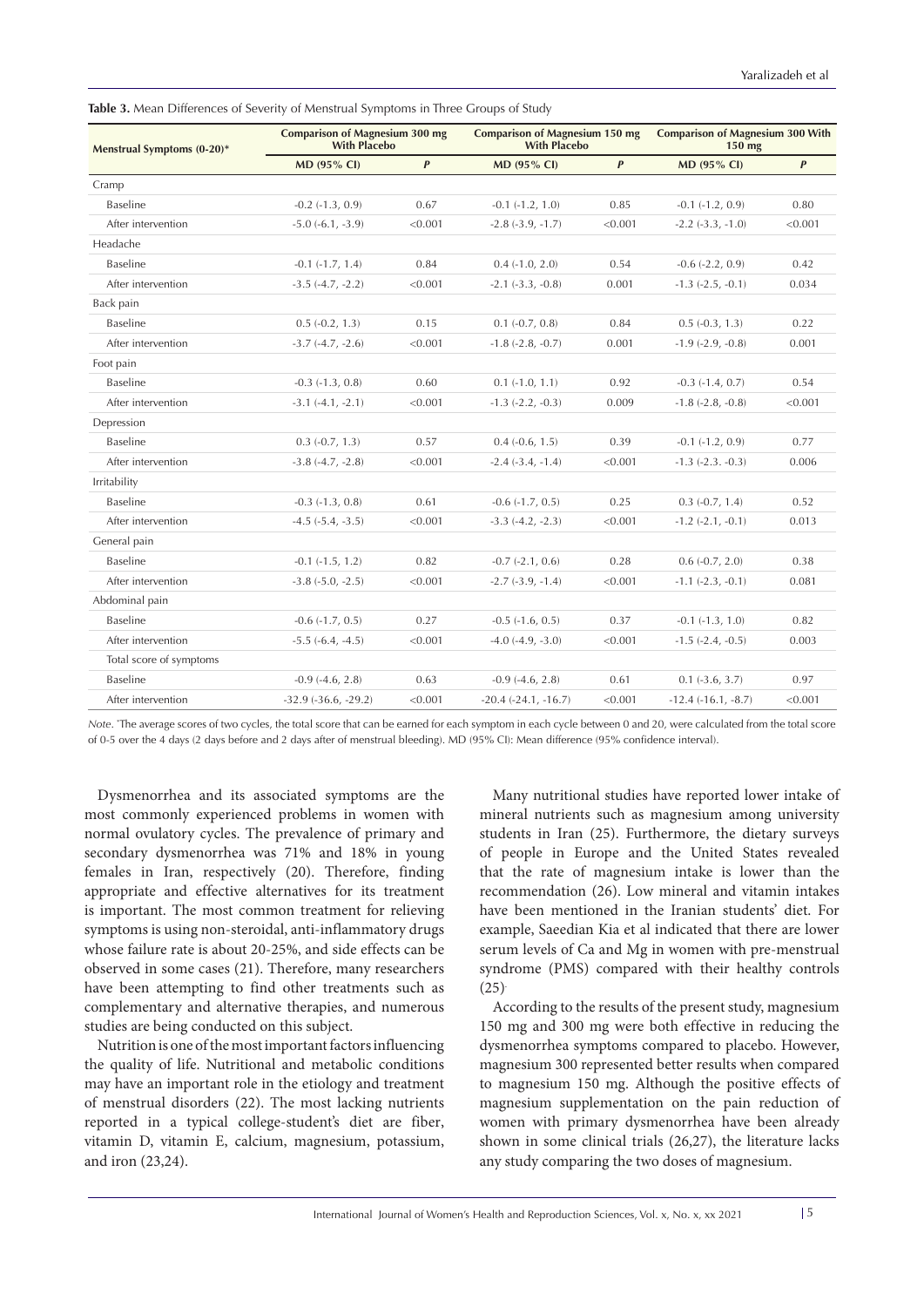**Table 3.** Mean Differences of Severity of Menstrual Symptoms in Three Groups of Study

| Menstrual Symptoms (0-20)* | Comparison of Magnesium 300 mg With Placebo | | Comparison of Magnesium 150 mg With Placebo | | Comparison of Magnesium 300 With 150 mg | |
|---|---|---|---|---|---|---|
| | MD (95% CI) | *P* | MD (95% CI) | *P* | MD (95% CI) | *P* |
| Cramp | | | | | | |
| Baseline | -0.2 (-1.3, 0.9) | 0.67 | -0.1 (-1.2, 1.0) | 0.85 | -0.1 (-1.2, 0.9) | 0.80 |
| After intervention | -5.0 (-6.1, -3.9) | <0.001 | -2.8 (-3.9, -1.7) | <0.001 | -2.2 (-3.3, -1.0) | <0.001 |
| Headache | | | | | | |
| Baseline | -0.1 (-1.7, 1.4) | 0.84 | 0.4 (-1.0, 2.0) | 0.54 | -0.6 (-2.2, 0.9) | 0.42 |
| After intervention | -3.5 (-4.7, -2.2) | <0.001 | -2.1 (-3.3, -0.8) | 0.001 | -1.3 (-2.5, -0.1) | 0.034 |
| Back pain | | | | | | |
| Baseline | 0.5 (-0.2, 1.3) | 0.15 | 0.1 (-0.7, 0.8) | 0.84 | 0.5 (-0.3, 1.3) | 0.22 |
| After intervention | -3.7 (-4.7, -2.6) | <0.001 | -1.8 (-2.8, -0.7) | 0.001 | -1.9 (-2.9, -0.8) | 0.001 |
| Foot pain | | | | | | |
| Baseline | -0.3 (-1.3, 0.8) | 0.60 | 0.1 (-1.0, 1.1) | 0.92 | -0.3 (-1.4, 0.7) | 0.54 |
| After intervention | -3.1 (-4.1, -2.1) | <0.001 | -1.3 (-2.2, -0.3) | 0.009 | -1.8 (-2.8, -0.8) | <0.001 |
| Depression | | | | | | |
| Baseline | 0.3 (-0.7, 1.3) | 0.57 | 0.4 (-0.6, 1.5) | 0.39 | -0.1 (-1.2, 0.9) | 0.77 |
| After intervention | -3.8 (-4.7, -2.8) | <0.001 | -2.4 (-3.4, -1.4) | <0.001 | -1.3 (-2.3. -0.3) | 0.006 |
| Irritability | | | | | | |
| Baseline | -0.3 (-1.3, 0.8) | 0.61 | -0.6 (-1.7, 0.5) | 0.25 | 0.3 (-0.7, 1.4) | 0.52 |
| After intervention | -4.5 (-5.4, -3.5) | <0.001 | -3.3 (-4.2, -2.3) | <0.001 | -1.2 (-2.1, -0.1) | 0.013 |
| General pain | | | | | | |
| Baseline | -0.1 (-1.5, 1.2) | 0.82 | -0.7 (-2.1, 0.6) | 0.28 | 0.6 (-0.7, 2.0) | 0.38 |
| After intervention | -3.8 (-5.0, -2.5) | <0.001 | -2.7 (-3.9, -1.4) | <0.001 | -1.1 (-2.3, -0.1) | 0.081 |
| Abdominal pain | | | | | | |
| Baseline | -0.6 (-1.7, 0.5) | 0.27 | -0.5 (-1.6, 0.5) | 0.37 | -0.1 (-1.3, 1.0) | 0.82 |
| After intervention | -5.5 (-6.4, -4.5) | <0.001 | -4.0 (-4.9, -3.0) | <0.001 | -1.5 (-2.4, -0.5) | 0.003 |
| Total score of symptoms | | | | | | |
| Baseline | -0.9 (-4.6, 2.8) | 0.63 | -0.9 (-4.6, 2.8) | 0.61 | 0.1 (-3.6, 3.7) | 0.97 |
| After intervention | -32.9 (-36.6, -29.2) | <0.001 | -20.4 (-24.1, -16.7) | <0.001 | -12.4 (-16.1, -8.7) | <0.001 |

*Note*. *The average scores of two cycles, the total score that can be earned for each symptom in each cycle between 0 and 20, were calculated from the total score of 0-5 over the 4 days (2 days before and 2 days after of menstrual bleeding). MD (95% CI): Mean difference (95% confidence interval).

Dysmenorrhea and its associated symptoms are the most commonly experienced problems in women with normal ovulatory cycles. The prevalence of primary and secondary dysmenorrhea was 71% and 18% in young females in Iran, respectively (20). Therefore, finding appropriate and effective alternatives for its treatment is important. The most common treatment for relieving symptoms is using non-steroidal, anti-inflammatory drugs whose failure rate is about 20-25%, and side effects can be observed in some cases (21). Therefore, many researchers have been attempting to find other treatments such as complementary and alternative therapies, and numerous studies are being conducted on this subject.

Nutrition is one of the most important factors influencing the quality of life. Nutritional and metabolic conditions may have an important role in the etiology and treatment of menstrual disorders (22). The most lacking nutrients reported in a typical college-student's diet are fiber, vitamin D, vitamin E, calcium, magnesium, potassium, and iron (23,24).

Many nutritional studies have reported lower intake of mineral nutrients such as magnesium among university students in Iran (25). Furthermore, the dietary surveys of people in Europe and the United States revealed that the rate of magnesium intake is lower than the recommendation (26). Low mineral and vitamin intakes have been mentioned in the Iranian students' diet. For example, Saeedian Kia et al indicated that there are lower serum levels of Ca and Mg in women with pre-menstrual syndrome (PMS) compared with their healthy controls (25).

According to the results of the present study, magnesium 150 mg and 300 mg were both effective in reducing the dysmenorrhea symptoms compared to placebo. However, magnesium 300 represented better results when compared to magnesium 150 mg. Although the positive effects of magnesium supplementation on the pain reduction of women with primary dysmenorrhea have been already shown in some clinical trials (26,27), the literature lacks any study comparing the two doses of magnesium.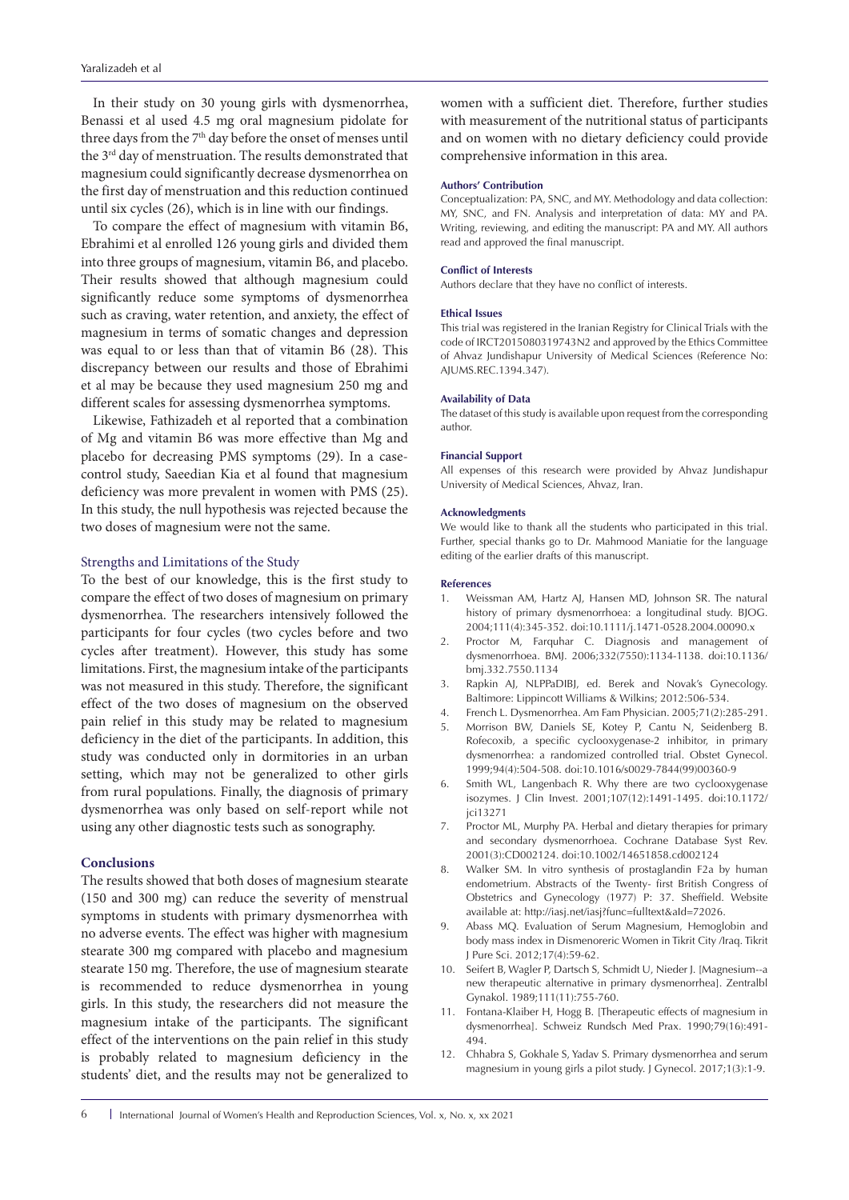In their study on 30 young girls with dysmenorrhea, Benassi et al used 4.5 mg oral magnesium pidolate for three days from the 7th day before the onset of menses until the 3rd day of menstruation. The results demonstrated that magnesium could significantly decrease dysmenorrhea on the first day of menstruation and this reduction continued until six cycles (26), which is in line with our findings.

To compare the effect of magnesium with vitamin B6, Ebrahimi et al enrolled 126 young girls and divided them into three groups of magnesium, vitamin B6, and placebo. Their results showed that although magnesium could significantly reduce some symptoms of dysmenorrhea such as craving, water retention, and anxiety, the effect of magnesium in terms of somatic changes and depression was equal to or less than that of vitamin B6 (28). This discrepancy between our results and those of Ebrahimi et al may be because they used magnesium 250 mg and different scales for assessing dysmenorrhea symptoms.

Likewise, Fathizadeh et al reported that a combination of Mg and vitamin B6 was more effective than Mg and placebo for decreasing PMS symptoms (29). In a case-control study, Saeedian Kia et al found that magnesium deficiency was more prevalent in women with PMS (25). In this study, the null hypothesis was rejected because the two doses of magnesium were not the same.

### Strengths and Limitations of the Study

To the best of our knowledge, this is the first study to compare the effect of two doses of magnesium on primary dysmenorrhea. The researchers intensively followed the participants for four cycles (two cycles before and two cycles after treatment). However, this study has some limitations. First, the magnesium intake of the participants was not measured in this study. Therefore, the significant effect of the two doses of magnesium on the observed pain relief in this study may be related to magnesium deficiency in the diet of the participants. In addition, this study was conducted only in dormitories in an urban setting, which may not be generalized to other girls from rural populations. Finally, the diagnosis of primary dysmenorrhea was only based on self-report while not using any other diagnostic tests such as sonography.

## Conclusions

The results showed that both doses of magnesium stearate (150 and 300 mg) can reduce the severity of menstrual symptoms in students with primary dysmenorrhea with no adverse events. The effect was higher with magnesium stearate 300 mg compared with placebo and magnesium stearate 150 mg. Therefore, the use of magnesium stearate is recommended to reduce dysmenorrhea in young girls. In this study, the researchers did not measure the magnesium intake of the participants. The significant effect of the interventions on the pain relief in this study is probably related to magnesium deficiency in the students' diet, and the results may not be generalized to women with a sufficient diet. Therefore, further studies with measurement of the nutritional status of participants and on women with no dietary deficiency could provide comprehensive information in this area.

#### Authors' Contribution

Conceptualization: PA, SNC, and MY. Methodology and data collection: MY, SNC, and FN. Analysis and interpretation of data: MY and PA. Writing, reviewing, and editing the manuscript: PA and MY. All authors read and approved the final manuscript.

#### Conflict of Interests

Authors declare that they have no conflict of interests.

#### Ethical Issues

This trial was registered in the Iranian Registry for Clinical Trials with the code of IRCT2015080319743N2 and approved by the Ethics Committee of Ahvaz Jundishapur University of Medical Sciences (Reference No: AJUMS.REC.1394.347).

#### Availability of Data

The dataset of this study is available upon request from the corresponding author.

#### Financial Support

All expenses of this research were provided by Ahvaz Jundishapur University of Medical Sciences, Ahvaz, Iran.

#### Acknowledgments

We would like to thank all the students who participated in this trial. Further, special thanks go to Dr. Mahmood Maniatie for the language editing of the earlier drafts of this manuscript.

#### References

1. Weissman AM, Hartz AJ, Hansen MD, Johnson SR. The natural history of primary dysmenorrhoea: a longitudinal study. BJOG. 2004;111(4):345-352. doi:10.1111/j.1471-0528.2004.00090.x
2. Proctor M, Farquhar C. Diagnosis and management of dysmenorrhoea. BMJ. 2006;332(7550):1134-1138. doi:10.1136/bmj.332.7550.1134
3. Rapkin AJ, NLPPaDIBJ, ed. Berek and Novak's Gynecology. Baltimore: Lippincott Williams & Wilkins; 2012:506-534.
4. French L. Dysmenorrhea. Am Fam Physician. 2005;71(2):285-291.
5. Morrison BW, Daniels SE, Kotey P, Cantu N, Seidenberg B. Rofecoxib, a specific cyclooxygenase-2 inhibitor, in primary dysmenorrhea: a randomized controlled trial. Obstet Gynecol. 1999;94(4):504-508. doi:10.1016/s0029-7844(99)00360-9
6. Smith WL, Langenbach R. Why there are two cyclooxygenase isozymes. J Clin Invest. 2001;107(12):1491-1495. doi:10.1172/jci13271
7. Proctor ML, Murphy PA. Herbal and dietary therapies for primary and secondary dysmenorrhoea. Cochrane Database Syst Rev. 2001(3):CD002124. doi:10.1002/14651858.cd002124
8. Walker SM. In vitro synthesis of prostaglandin F2a by human endometrium. Abstracts of the Twenty- first British Congress of Obstetrics and Gynecology (1977) P: 37. Sheffield. Website available at: http://iasj.net/iasj?func=fulltext&aId=72026.
9. Abass MQ. Evaluation of Serum Magnesium, Hemoglobin and body mass index in Dismenoreric Women in Tikrit City /Iraq. Tikrit J Pure Sci. 2012;17(4):59-62.
10. Seifert B, Wagler P, Dartsch S, Schmidt U, Nieder J. [Magnesium--a new therapeutic alternative in primary dysmenorrhea]. Zentralbl Gynakol. 1989;111(11):755-760.
11. Fontana-Klaiber H, Hogg B. [Therapeutic effects of magnesium in dysmenorrhea]. Schweiz Rundsch Med Prax. 1990;79(16):491-494.
12. Chhabra S, Gokhale S, Yadav S. Primary dysmenorrhea and serum magnesium in young girls a pilot study. J Gynecol. 2017;1(3):1-9.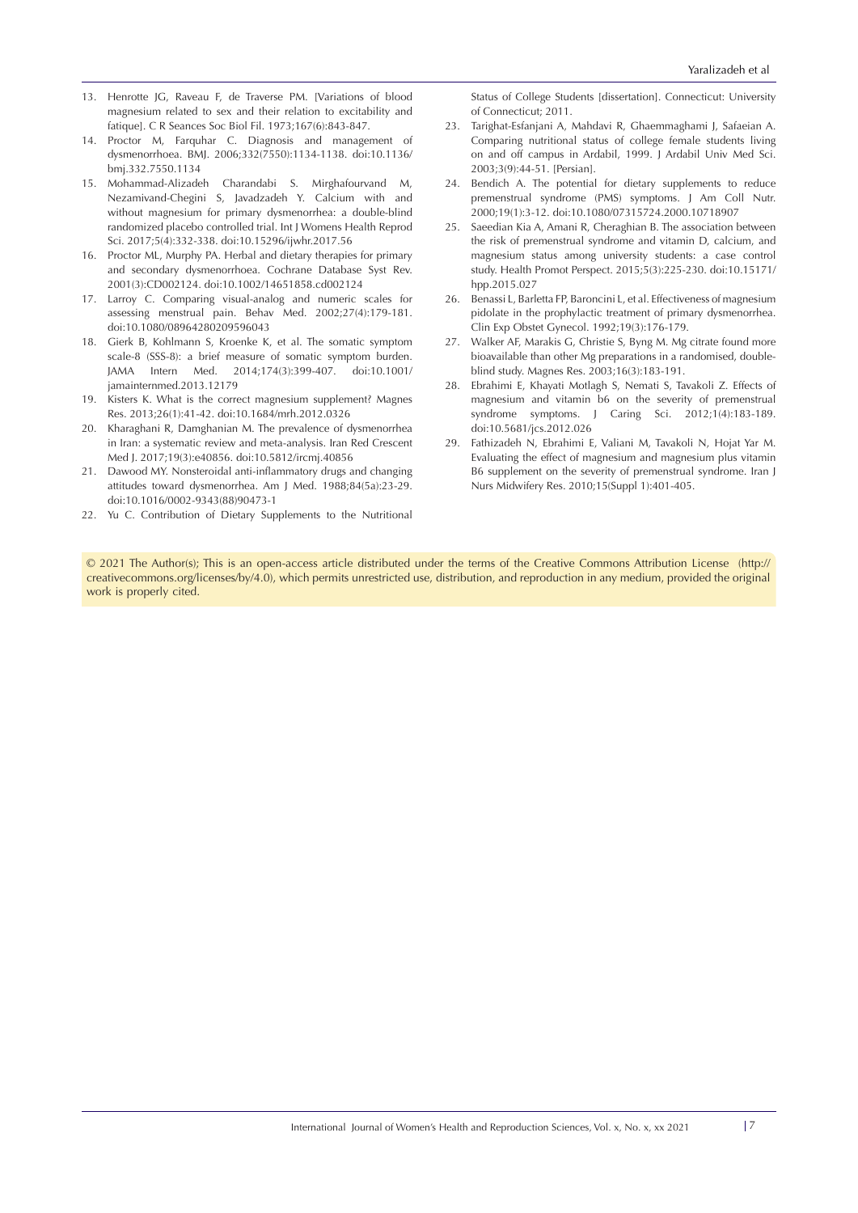13. Henrotte JG, Raveau F, de Traverse PM. [Variations of blood magnesium related to sex and their relation to excitability and fatique]. C R Seances Soc Biol Fil. 1973;167(6):843-847.
14. Proctor M, Farquhar C. Diagnosis and management of dysmenorrhoea. BMJ. 2006;332(7550):1134-1138. doi:10.1136/bmj.332.7550.1134
15. Mohammad-Alizadeh Charandabi S. Mirghafourvand M, Nezamivand-Chegini S, Javadzadeh Y. Calcium with and without magnesium for primary dysmenorrhea: a double-blind randomized placebo controlled trial. Int J Womens Health Reprod Sci. 2017;5(4):332-338. doi:10.15296/ijwhr.2017.56
16. Proctor ML, Murphy PA. Herbal and dietary therapies for primary and secondary dysmenorrhoea. Cochrane Database Syst Rev. 2001(3):CD002124. doi:10.1002/14651858.cd002124
17. Larroy C. Comparing visual-analog and numeric scales for assessing menstrual pain. Behav Med. 2002;27(4):179-181. doi:10.1080/08964280209596043
18. Gierk B, Kohlmann S, Kroenke K, et al. The somatic symptom scale-8 (SSS-8): a brief measure of somatic symptom burden. JAMA Intern Med. 2014;174(3):399-407. doi:10.1001/jamainternmed.2013.12179
19. Kisters K. What is the correct magnesium supplement? Magnes Res. 2013;26(1):41-42. doi:10.1684/mrh.2012.0326
20. Kharaghani R, Damghanian M. The prevalence of dysmenorrhea in Iran: a systematic review and meta-analysis. Iran Red Crescent Med J. 2017;19(3):e40856. doi:10.5812/ircmj.40856
21. Dawood MY. Nonsteroidal anti-inflammatory drugs and changing attitudes toward dysmenorrhea. Am J Med. 1988;84(5a):23-29. doi:10.1016/0002-9343(88)90473-1
22. Yu C. Contribution of Dietary Supplements to the Nutritional Status of College Students [dissertation]. Connecticut: University of Connecticut; 2011.
23. Tarighat-Esfanjani A, Mahdavi R, Ghaemmaghami J, Safaeian A. Comparing nutritional status of college female students living on and off campus in Ardabil, 1999. J Ardabil Univ Med Sci. 2003;3(9):44-51. [Persian].
24. Bendich A. The potential for dietary supplements to reduce premenstrual syndrome (PMS) symptoms. J Am Coll Nutr. 2000;19(1):3-12. doi:10.1080/07315724.2000.10718907
25. Saeedian Kia A, Amani R, Cheraghian B. The association between the risk of premenstrual syndrome and vitamin D, calcium, and magnesium status among university students: a case control study. Health Promot Perspect. 2015;5(3):225-230. doi:10.15171/hpp.2015.027
26. Benassi L, Barletta FP, Baroncini L, et al. Effectiveness of magnesium pidolate in the prophylactic treatment of primary dysmenorrhea. Clin Exp Obstet Gynecol. 1992;19(3):176-179.
27. Walker AF, Marakis G, Christie S, Byng M. Mg citrate found more bioavailable than other Mg preparations in a randomised, double-blind study. Magnes Res. 2003;16(3):183-191.
28. Ebrahimi E, Khayati Motlagh S, Nemati S, Tavakoli Z. Effects of magnesium and vitamin b6 on the severity of premenstrual syndrome symptoms. J Caring Sci. 2012;1(4):183-189. doi:10.5681/jcs.2012.026
29. Fathizadeh N, Ebrahimi E, Valiani M, Tavakoli N, Hojat Yar M. Evaluating the effect of magnesium and magnesium plus vitamin B6 supplement on the severity of premenstrual syndrome. Iran J Nurs Midwifery Res. 2010;15(Suppl 1):401-405.

© 2021 The Author(s); This is an open-access article distributed under the terms of the Creative Commons Attribution License (http://creativecommons.org/licenses/by/4.0), which permits unrestricted use, distribution, and reproduction in any medium, provided the original work is properly cited.